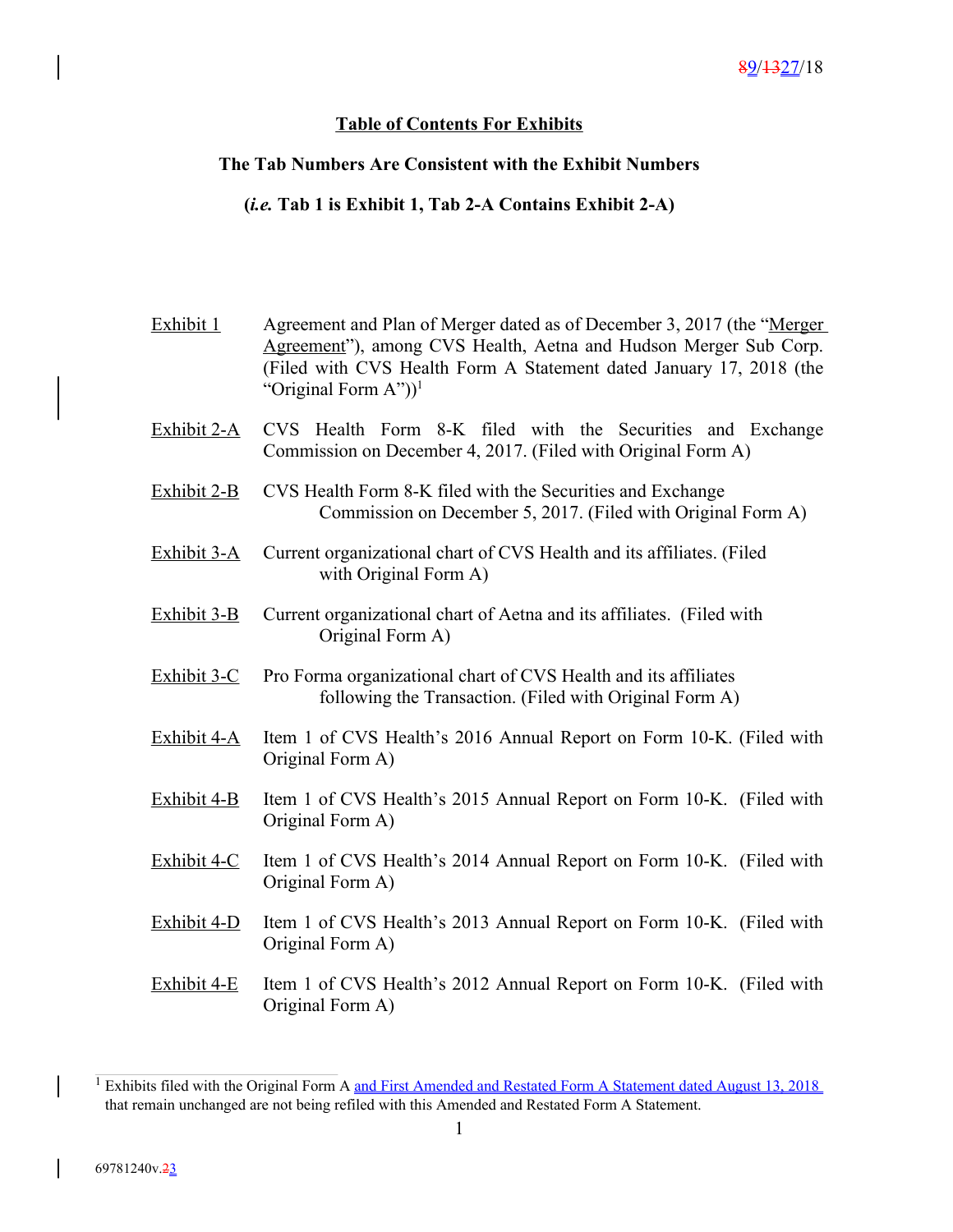89/1327/18

## Table of Contents For Exhibits

**The Tab Numbers Are Consistent with the Exhibit Numbers**

**(*i.e.* Tab 1 is Exhibit 1, Tab 2-A Contains Exhibit 2-A)**

| | |
|---|---|
| Exhibit 1 | Agreement and Plan of Merger dated as of December 3, 2017 (the "Merger Agreement"), among CVS Health, Aetna and Hudson Merger Sub Corp. (Filed with CVS Health Form A Statement dated January 17, 2018 (the "Original Form A"))[1] |
| Exhibit 2-A | CVS Health Form 8-K filed with the Securities and Exchange Commission on December 4, 2017. (Filed with Original Form A) |
| Exhibit 2-B | CVS Health Form 8-K filed with the Securities and Exchange Commission on December 5, 2017. (Filed with Original Form A) |
| Exhibit 3-A | Current organizational chart of CVS Health and its affiliates. (Filed with Original Form A) |
| Exhibit 3-B | Current organizational chart of Aetna and its affiliates. (Filed with Original Form A) |
| Exhibit 3-C | Pro Forma organizational chart of CVS Health and its affiliates following the Transaction. (Filed with Original Form A) |
| Exhibit 4-A | Item 1 of CVS Health's 2016 Annual Report on Form 10-K. (Filed with Original Form A) |
| Exhibit 4-B | Item 1 of CVS Health's 2015 Annual Report on Form 10-K. (Filed with Original Form A) |
| Exhibit 4-C | Item 1 of CVS Health's 2014 Annual Report on Form 10-K. (Filed with Original Form A) |
| Exhibit 4-D | Item 1 of CVS Health's 2013 Annual Report on Form 10-K. (Filed with Original Form A) |
| Exhibit 4-E | Item 1 of CVS Health's 2012 Annual Report on Form 10-K. (Filed with Original Form A) |

[1] Exhibits filed with the Original Form A and First Amended and Restated Form A Statement dated August 13, 2018 that remain unchanged are not being refiled with this Amended and Restated Form A Statement.

69781240v.23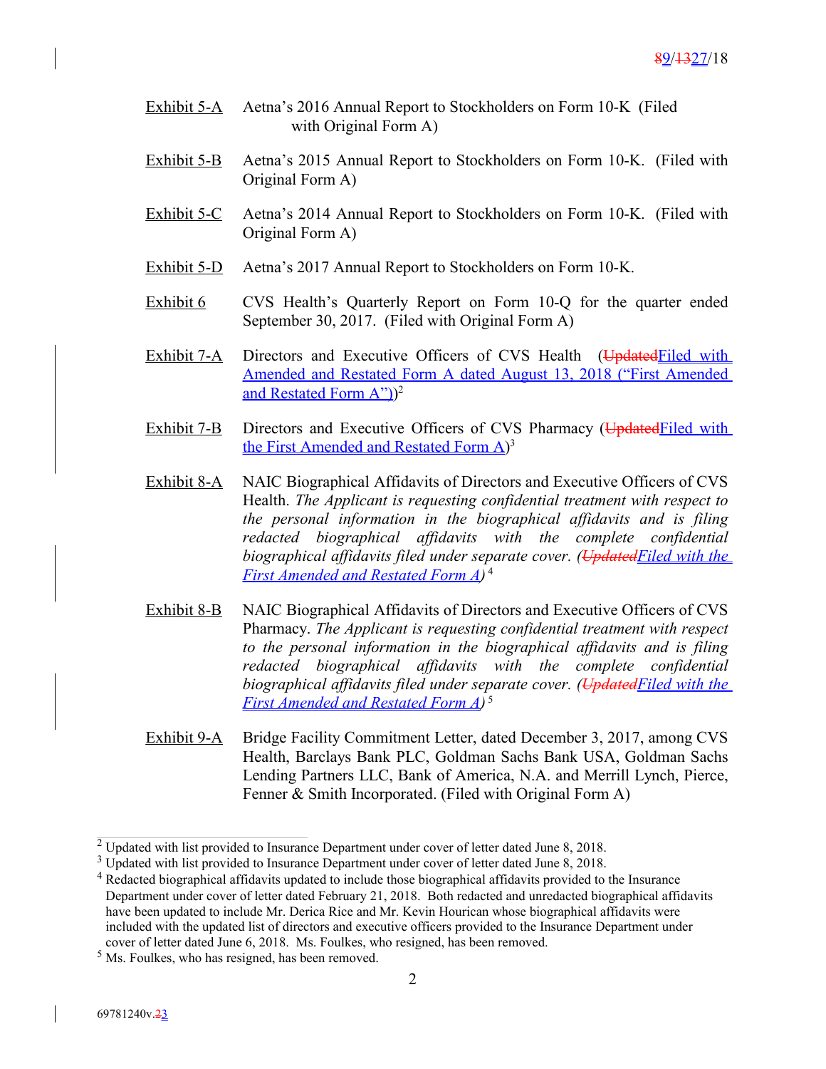Exhibit 5-A Aetna's 2016 Annual Report to Stockholders on Form 10-K (Filed with Original Form A)

Exhibit 5-B Aetna's 2015 Annual Report to Stockholders on Form 10-K. (Filed with Original Form A)

Exhibit 5-C Aetna's 2014 Annual Report to Stockholders on Form 10-K. (Filed with Original Form A)

Exhibit 5-D Aetna's 2017 Annual Report to Stockholders on Form 10-K.

Exhibit 6 CVS Health's Quarterly Report on Form 10-Q for the quarter ended September 30, 2017. (Filed with Original Form A)

Exhibit 7-A Directors and Executive Officers of CVS Health (~~Updated~~Filed with Amended and Restated Form A dated August 13, 2018 ("First Amended and Restated Form A"))[2]

Exhibit 7-B Directors and Executive Officers of CVS Pharmacy (~~Updated~~Filed with the First Amended and Restated Form A)[3]

Exhibit 8-A NAIC Biographical Affidavits of Directors and Executive Officers of CVS Health. *The Applicant is requesting confidential treatment with respect to the personal information in the biographical affidavits and is filing redacted biographical affidavits with the complete confidential biographical affidavits filed under separate cover. (~~Updated~~Filed with the First Amended and Restated Form A)* [4]

Exhibit 8-B NAIC Biographical Affidavits of Directors and Executive Officers of CVS Pharmacy. *The Applicant is requesting confidential treatment with respect to the personal information in the biographical affidavits and is filing redacted biographical affidavits with the complete confidential biographical affidavits filed under separate cover. (~~Updated~~Filed with the First Amended and Restated Form A)* [5]

Exhibit 9-A Bridge Facility Commitment Letter, dated December 3, 2017, among CVS Health, Barclays Bank PLC, Goldman Sachs Bank USA, Goldman Sachs Lending Partners LLC, Bank of America, N.A. and Merrill Lynch, Pierce, Fenner & Smith Incorporated. (Filed with Original Form A)

---

[2] Updated with list provided to Insurance Department under cover of letter dated June 8, 2018.

[3] Updated with list provided to Insurance Department under cover of letter dated June 8, 2018.

[4] Redacted biographical affidavits updated to include those biographical affidavits provided to the Insurance Department under cover of letter dated February 21, 2018. Both redacted and unredacted biographical affidavits have been updated to include Mr. Derica Rice and Mr. Kevin Hourican whose biographical affidavits were included with the updated list of directors and executive officers provided to the Insurance Department under cover of letter dated June 6, 2018. Ms. Foulkes, who resigned, has been removed.

[5] Ms. Foulkes, who has resigned, has been removed.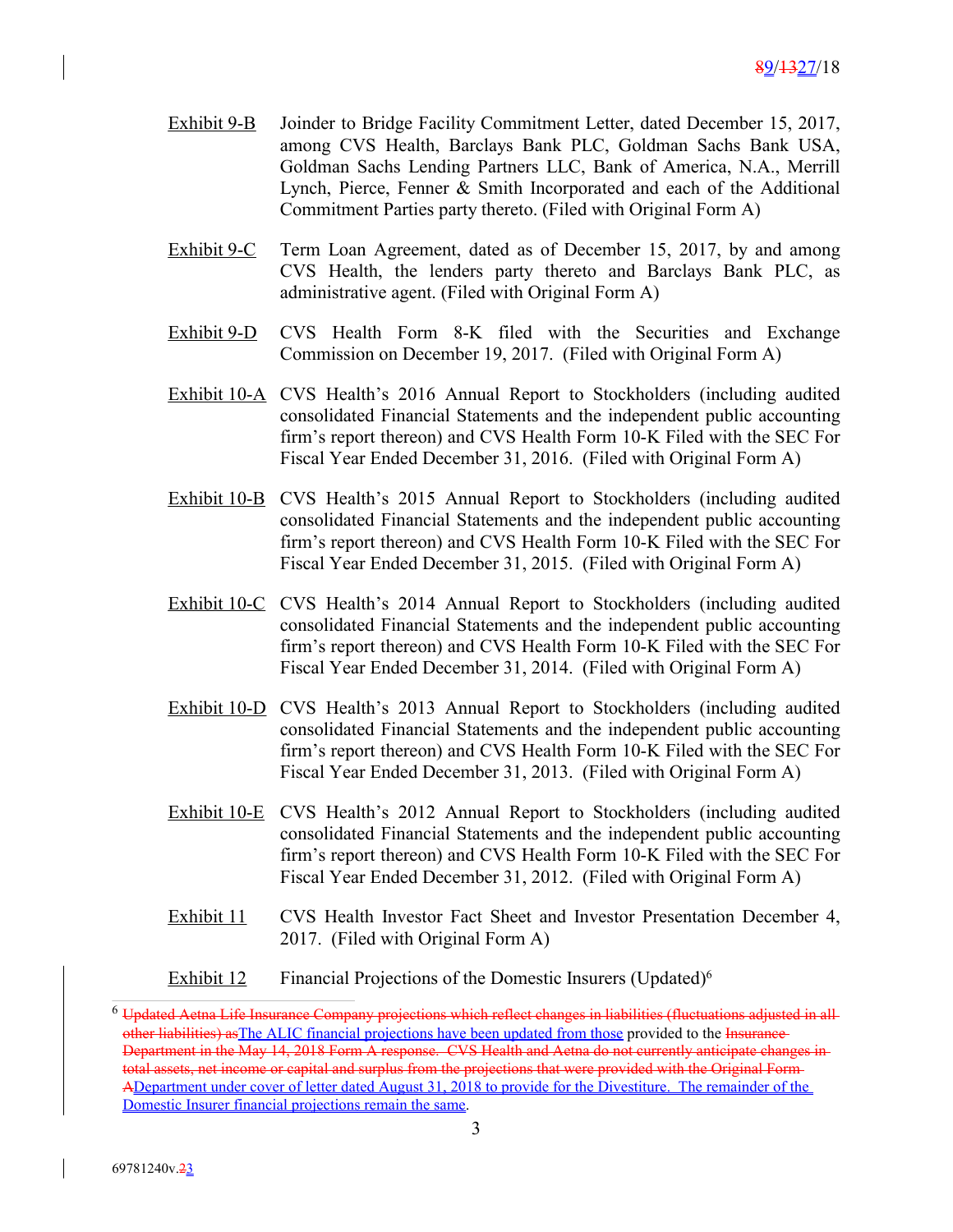Exhibit 9-B Joinder to Bridge Facility Commitment Letter, dated December 15, 2017, among CVS Health, Barclays Bank PLC, Goldman Sachs Bank USA, Goldman Sachs Lending Partners LLC, Bank of America, N.A., Merrill Lynch, Pierce, Fenner & Smith Incorporated and each of the Additional Commitment Parties party thereto. (Filed with Original Form A)

Exhibit 9-C Term Loan Agreement, dated as of December 15, 2017, by and among CVS Health, the lenders party thereto and Barclays Bank PLC, as administrative agent. (Filed with Original Form A)

Exhibit 9-D CVS Health Form 8-K filed with the Securities and Exchange Commission on December 19, 2017. (Filed with Original Form A)

Exhibit 10-A CVS Health's 2016 Annual Report to Stockholders (including audited consolidated Financial Statements and the independent public accounting firm's report thereon) and CVS Health Form 10-K Filed with the SEC For Fiscal Year Ended December 31, 2016. (Filed with Original Form A)

Exhibit 10-B CVS Health's 2015 Annual Report to Stockholders (including audited consolidated Financial Statements and the independent public accounting firm's report thereon) and CVS Health Form 10-K Filed with the SEC For Fiscal Year Ended December 31, 2015. (Filed with Original Form A)

Exhibit 10-C CVS Health's 2014 Annual Report to Stockholders (including audited consolidated Financial Statements and the independent public accounting firm's report thereon) and CVS Health Form 10-K Filed with the SEC For Fiscal Year Ended December 31, 2014. (Filed with Original Form A)

Exhibit 10-D CVS Health's 2013 Annual Report to Stockholders (including audited consolidated Financial Statements and the independent public accounting firm's report thereon) and CVS Health Form 10-K Filed with the SEC For Fiscal Year Ended December 31, 2013. (Filed with Original Form A)

Exhibit 10-E CVS Health's 2012 Annual Report to Stockholders (including audited consolidated Financial Statements and the independent public accounting firm's report thereon) and CVS Health Form 10-K Filed with the SEC For Fiscal Year Ended December 31, 2012. (Filed with Original Form A)

Exhibit 11 CVS Health Investor Fact Sheet and Investor Presentation December 4, 2017. (Filed with Original Form A)

Exhibit 12 Financial Projections of the Domestic Insurers (Updated)[6]

[6] ~~Updated Aetna Life Insurance Company projections which reflect changes in liabilities (fluctuations adjusted in all other liabilities) as~~The ALIC financial projections have been updated from those provided to the ~~Insurance Department in the May 14, 2018 Form A response. CVS Health and Aetna do not currently anticipate changes in total assets, net income or capital and surplus from the projections that were provided with the Original Form A~~Department under cover of letter dated August 31, 2018 to provide for the Divestiture. The remainder of the Domestic Insurer financial projections remain the same.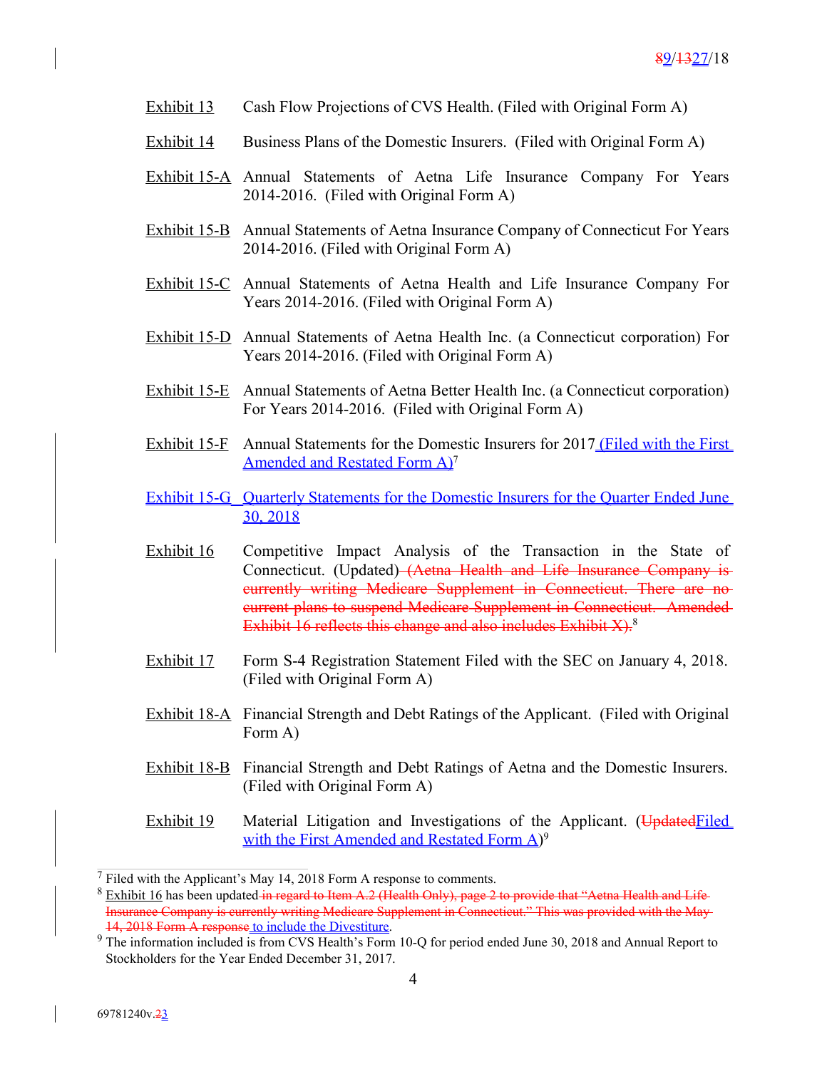Exhibit 13 Cash Flow Projections of CVS Health. (Filed with Original Form A)

Exhibit 14 Business Plans of the Domestic Insurers. (Filed with Original Form A)

Exhibit 15-A Annual Statements of Aetna Life Insurance Company For Years 2014-2016. (Filed with Original Form A)

Exhibit 15-B Annual Statements of Aetna Insurance Company of Connecticut For Years 2014-2016. (Filed with Original Form A)

Exhibit 15-C Annual Statements of Aetna Health and Life Insurance Company For Years 2014-2016. (Filed with Original Form A)

Exhibit 15-D Annual Statements of Aetna Health Inc. (a Connecticut corporation) For Years 2014-2016. (Filed with Original Form A)

Exhibit 15-E Annual Statements of Aetna Better Health Inc. (a Connecticut corporation) For Years 2014-2016. (Filed with Original Form A)

Exhibit 15-F Annual Statements for the Domestic Insurers for 2017 (Filed with the First Amended and Restated Form A)[7]

Exhibit 15-G Quarterly Statements for the Domestic Insurers for the Quarter Ended June 30, 2018

Exhibit 16 Competitive Impact Analysis of the Transaction in the State of Connecticut. (Updated) ~~(Aetna Health and Life Insurance Company is currently writing Medicare Supplement in Connecticut. There are no current plans to suspend Medicare Supplement in Connecticut. Amended Exhibit 16 reflects this change and also includes Exhibit X).~~[8]

Exhibit 17 Form S-4 Registration Statement Filed with the SEC on January 4, 2018. (Filed with Original Form A)

Exhibit 18-A Financial Strength and Debt Ratings of the Applicant. (Filed with Original Form A)

Exhibit 18-B Financial Strength and Debt Ratings of Aetna and the Domestic Insurers. (Filed with Original Form A)

Exhibit 19 Material Litigation and Investigations of the Applicant. (~~Updated~~Filed with the First Amended and Restated Form A)[9]

---

[7] Filed with the Applicant's May 14, 2018 Form A response to comments.

[8] Exhibit 16 has been updated ~~in regard to Item A.2 (Health Only), page 2 to provide that "Aetna Health and Life Insurance Company is currently writing Medicare Supplement in Connecticut." This was provided with the May 14, 2018 Form A response~~ to include the Divestiture.

[9] The information included is from CVS Health's Form 10-Q for period ended June 30, 2018 and Annual Report to Stockholders for the Year Ended December 31, 2017.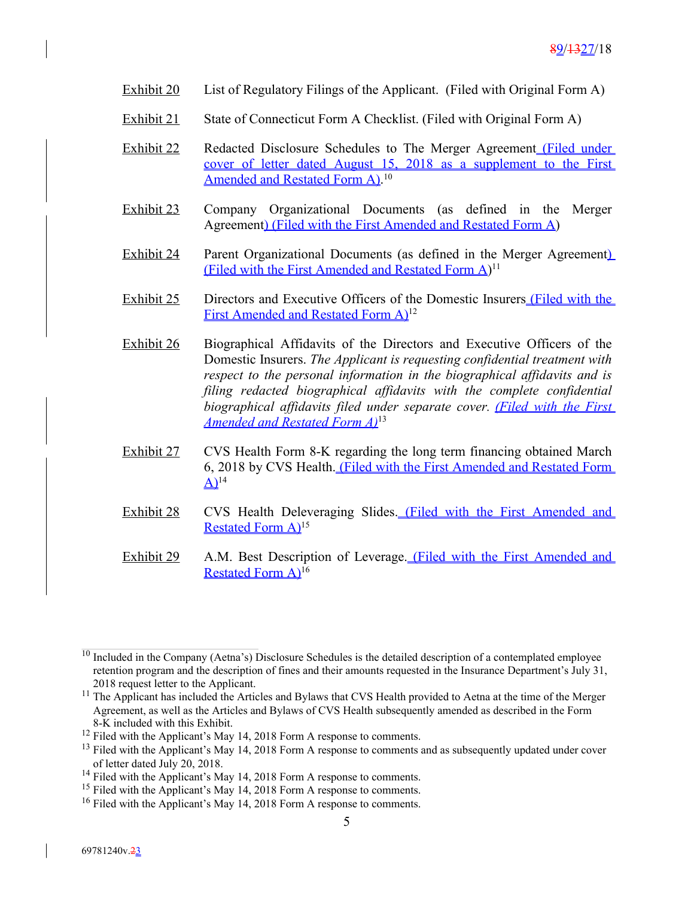| | |
|---|---|
| Exhibit 20 | List of Regulatory Filings of the Applicant. (Filed with Original Form A) |
| Exhibit 21 | State of Connecticut Form A Checklist. (Filed with Original Form A) |
| Exhibit 22 | Redacted Disclosure Schedules to The Merger Agreement (Filed under cover of letter dated August 15, 2018 as a supplement to the First Amended and Restated Form A).[10] |
| Exhibit 23 | Company Organizational Documents (as defined in the Merger Agreement) (Filed with the First Amended and Restated Form A) |
| Exhibit 24 | Parent Organizational Documents (as defined in the Merger Agreement) (Filed with the First Amended and Restated Form A)[11] |
| Exhibit 25 | Directors and Executive Officers of the Domestic Insurers (Filed with the First Amended and Restated Form A)[12] |
| Exhibit 26 | Biographical Affidavits of the Directors and Executive Officers of the Domestic Insurers. *The Applicant is requesting confidential treatment with respect to the personal information in the biographical affidavits and is filing redacted biographical affidavits with the complete confidential biographical affidavits filed under separate cover. (Filed with the First Amended and Restated Form A)*[13] |
| Exhibit 27 | CVS Health Form 8-K regarding the long term financing obtained March 6, 2018 by CVS Health. (Filed with the First Amended and Restated Form A)[14] |
| Exhibit 28 | CVS Health Deleveraging Slides. (Filed with the First Amended and Restated Form A)[15] |
| Exhibit 29 | A.M. Best Description of Leverage. (Filed with the First Amended and Restated Form A)[16] |

---

[10] Included in the Company (Aetna's) Disclosure Schedules is the detailed description of a contemplated employee retention program and the description of fines and their amounts requested in the Insurance Department's July 31, 2018 request letter to the Applicant.

[11] The Applicant has included the Articles and Bylaws that CVS Health provided to Aetna at the time of the Merger Agreement, as well as the Articles and Bylaws of CVS Health subsequently amended as described in the Form 8-K included with this Exhibit.

[12] Filed with the Applicant's May 14, 2018 Form A response to comments.

[13] Filed with the Applicant's May 14, 2018 Form A response to comments and as subsequently updated under cover of letter dated July 20, 2018.

[14] Filed with the Applicant's May 14, 2018 Form A response to comments.

[15] Filed with the Applicant's May 14, 2018 Form A response to comments.

[16] Filed with the Applicant's May 14, 2018 Form A response to comments.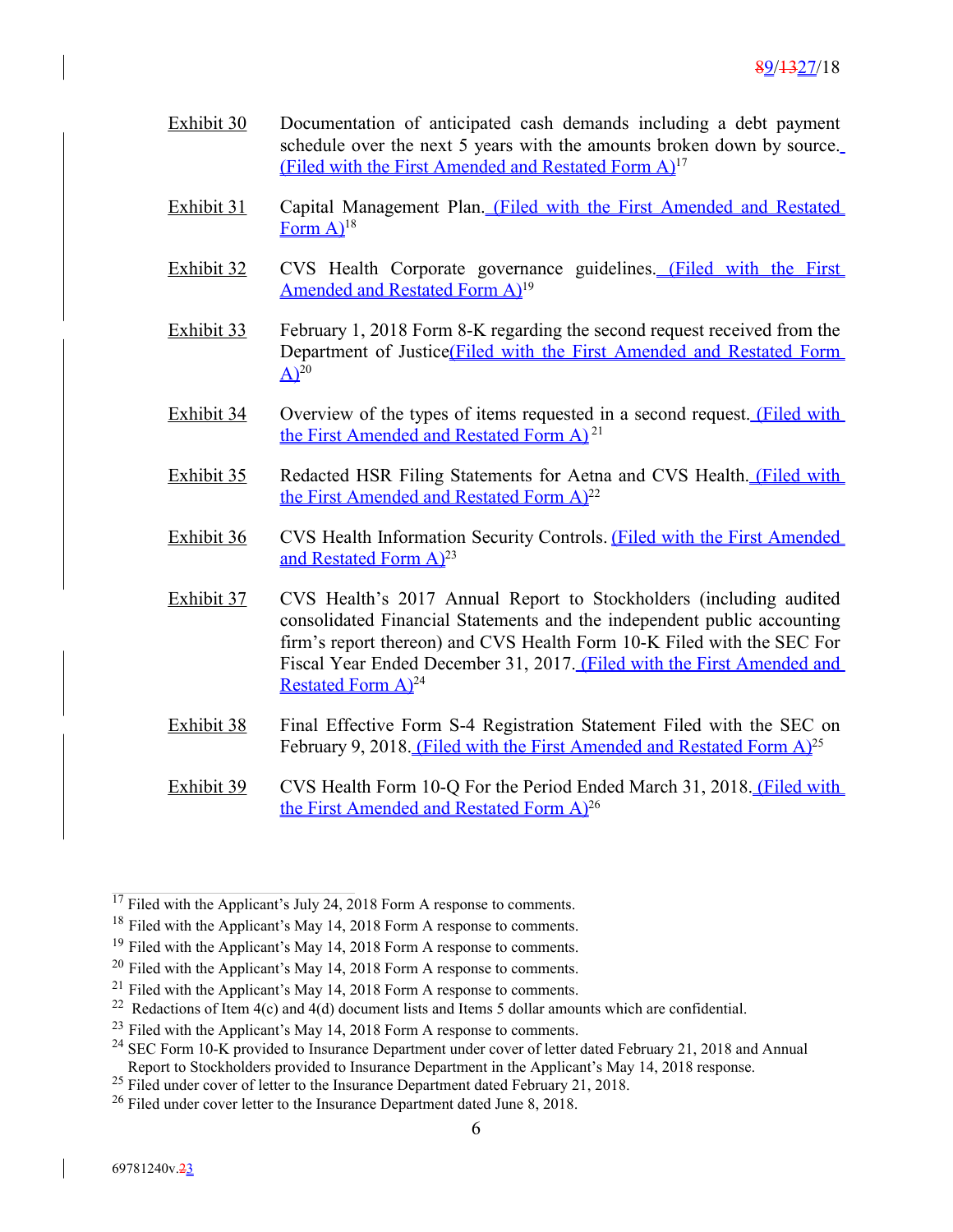Exhibit 30 Documentation of anticipated cash demands including a debt payment schedule over the next 5 years with the amounts broken down by source. (Filed with the First Amended and Restated Form A)[17]

Exhibit 31 Capital Management Plan. (Filed with the First Amended and Restated Form A)[18]

Exhibit 32 CVS Health Corporate governance guidelines. (Filed with the First Amended and Restated Form A)[19]

Exhibit 33 February 1, 2018 Form 8-K regarding the second request received from the Department of Justice(Filed with the First Amended and Restated Form A)[20]

Exhibit 34 Overview of the types of items requested in a second request. (Filed with the First Amended and Restated Form A) [21]

Exhibit 35 Redacted HSR Filing Statements for Aetna and CVS Health. (Filed with the First Amended and Restated Form A)[22]

Exhibit 36 CVS Health Information Security Controls. (Filed with the First Amended and Restated Form A)[23]

Exhibit 37 CVS Health's 2017 Annual Report to Stockholders (including audited consolidated Financial Statements and the independent public accounting firm's report thereon) and CVS Health Form 10-K Filed with the SEC For Fiscal Year Ended December 31, 2017. (Filed with the First Amended and Restated Form A)[24]

Exhibit 38 Final Effective Form S-4 Registration Statement Filed with the SEC on February 9, 2018. (Filed with the First Amended and Restated Form A)[25]

Exhibit 39 CVS Health Form 10-Q For the Period Ended March 31, 2018. (Filed with the First Amended and Restated Form A)[26]

---

[17] Filed with the Applicant's July 24, 2018 Form A response to comments.

[18] Filed with the Applicant's May 14, 2018 Form A response to comments.

[19] Filed with the Applicant's May 14, 2018 Form A response to comments.

[20] Filed with the Applicant's May 14, 2018 Form A response to comments.

[21] Filed with the Applicant's May 14, 2018 Form A response to comments.

[22] Redactions of Item 4(c) and 4(d) document lists and Items 5 dollar amounts which are confidential.

[23] Filed with the Applicant's May 14, 2018 Form A response to comments.

[24] SEC Form 10-K provided to Insurance Department under cover of letter dated February 21, 2018 and Annual Report to Stockholders provided to Insurance Department in the Applicant's May 14, 2018 response.

[25] Filed under cover of letter to the Insurance Department dated February 21, 2018.

[26] Filed under cover letter to the Insurance Department dated June 8, 2018.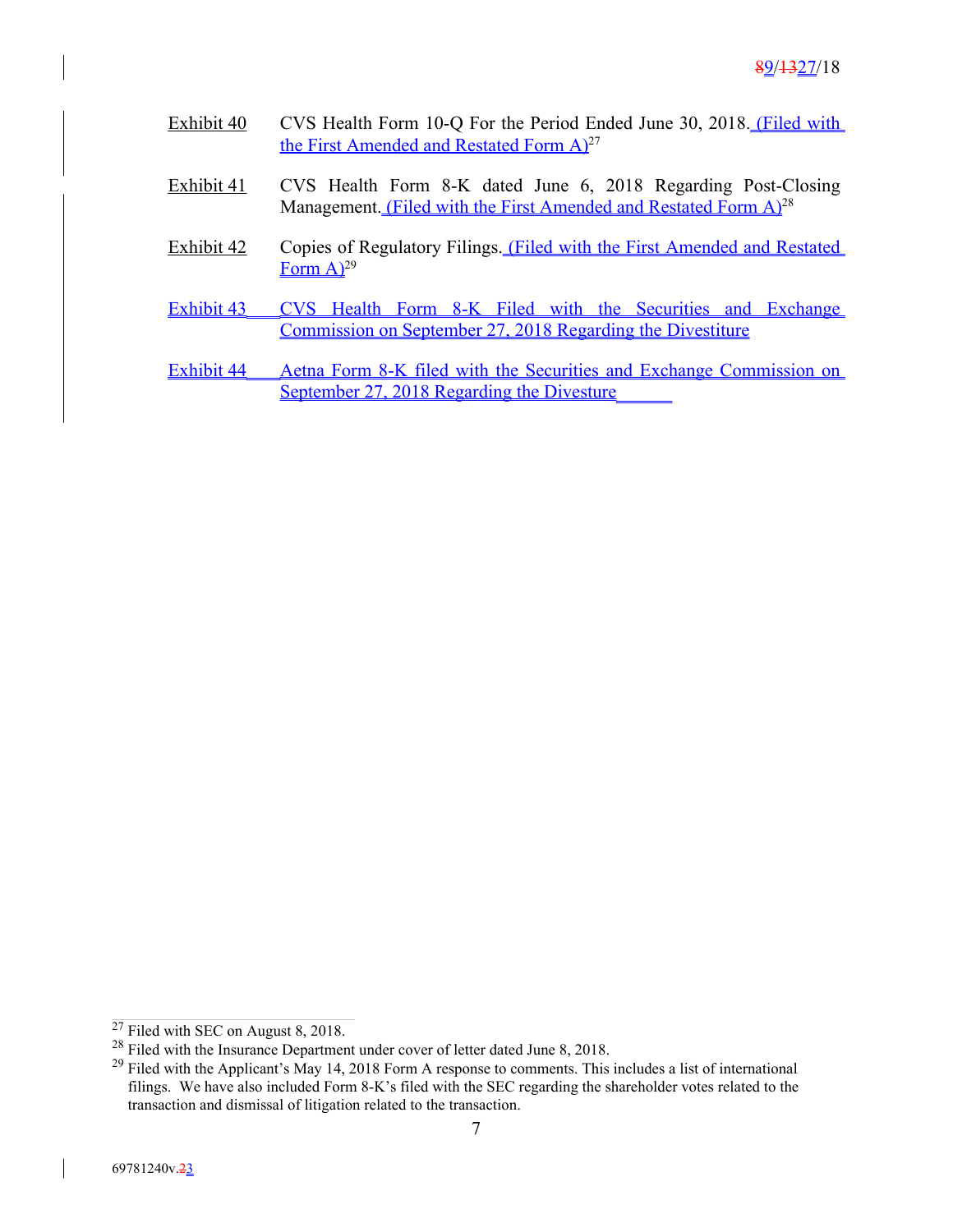Exhibit 40 CVS Health Form 10-Q For the Period Ended June 30, 2018. (Filed with the First Amended and Restated Form A)[27]

Exhibit 41 CVS Health Form 8-K dated June 6, 2018 Regarding Post-Closing Management. (Filed with the First Amended and Restated Form A)[28]

Exhibit 42 Copies of Regulatory Filings. (Filed with the First Amended and Restated Form A)[29]

Exhibit 43 CVS Health Form 8-K Filed with the Securities and Exchange Commission on September 27, 2018 Regarding the Divestiture

Exhibit 44 Aetna Form 8-K filed with the Securities and Exchange Commission on September 27, 2018 Regarding the Divesture

---

[27] Filed with SEC on August 8, 2018.

[28] Filed with the Insurance Department under cover of letter dated June 8, 2018.

[29] Filed with the Applicant's May 14, 2018 Form A response to comments. This includes a list of international filings. We have also included Form 8-K's filed with the SEC regarding the shareholder votes related to the transaction and dismissal of litigation related to the transaction.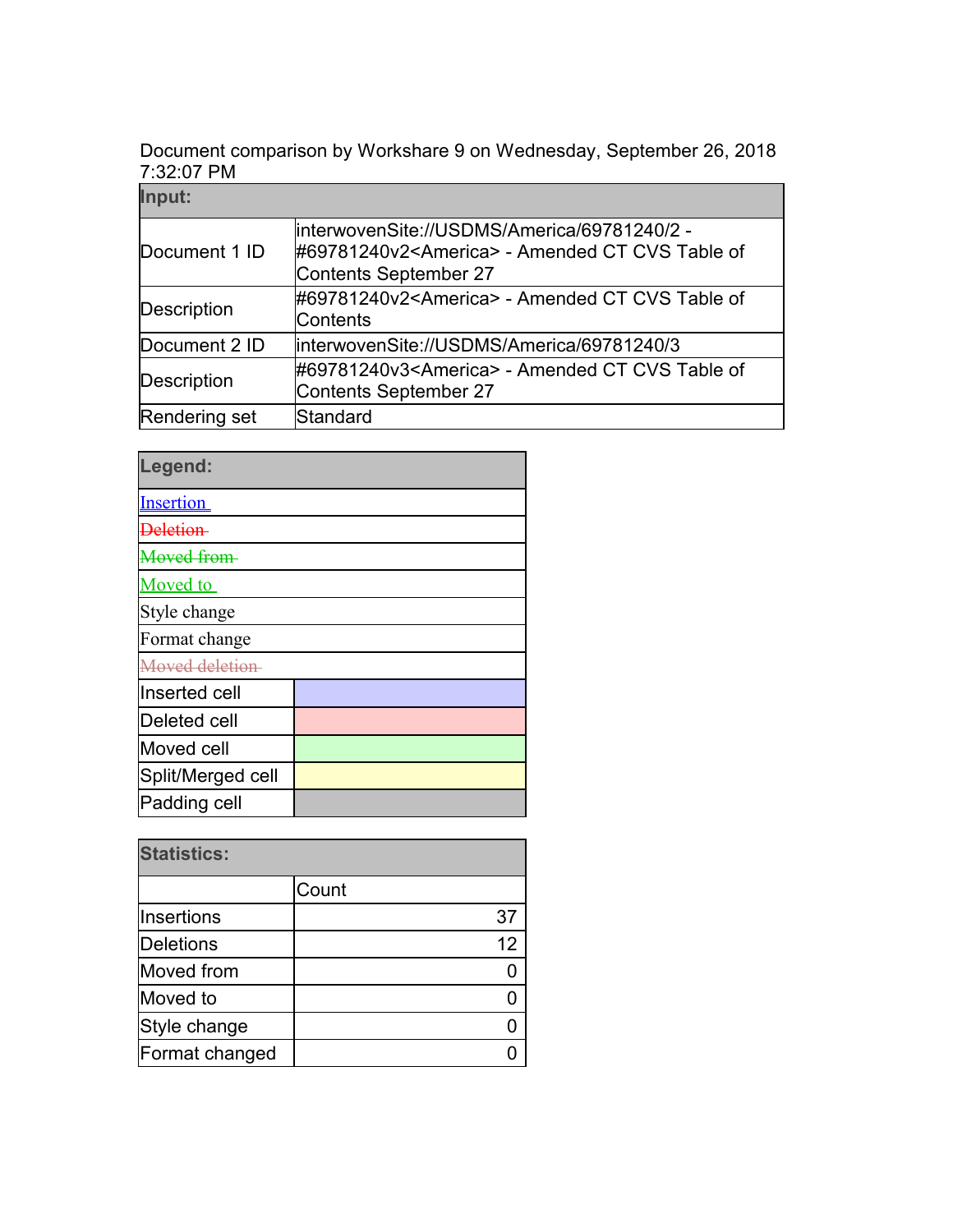Document comparison by Workshare 9 on Wednesday, September 26, 2018 7:32:07 PM

| Input: | |
|---|---|
| Document 1 ID | interwovenSite://USDMS/America/69781240/2 - #69781240v2<America> - Amended CT CVS Table of Contents September 27 |
| Description | #69781240v2<America> - Amended CT CVS Table of Contents |
| Document 2 ID | interwovenSite://USDMS/America/69781240/3 |
| Description | #69781240v3<America> - Amended CT CVS Table of Contents September 27 |
| Rendering set | Standard |

| Legend: | |
|---|---|
| Insertion | |
| ~~Deletion~~ | |
| ~~Moved from~~ | |
| Moved to | |
| Style change | |
| Format change | |
| ~~Moved deletion~~ | |
| Inserted cell | |
| Deleted cell | |
| Moved cell | |
| Split/Merged cell | |
| Padding cell | |

| Statistics: | |
|---|---|
| | Count |
| Insertions | 37 |
| Deletions | 12 |
| Moved from | 0 |
| Moved to | 0 |
| Style change | 0 |
| Format changed | 0 |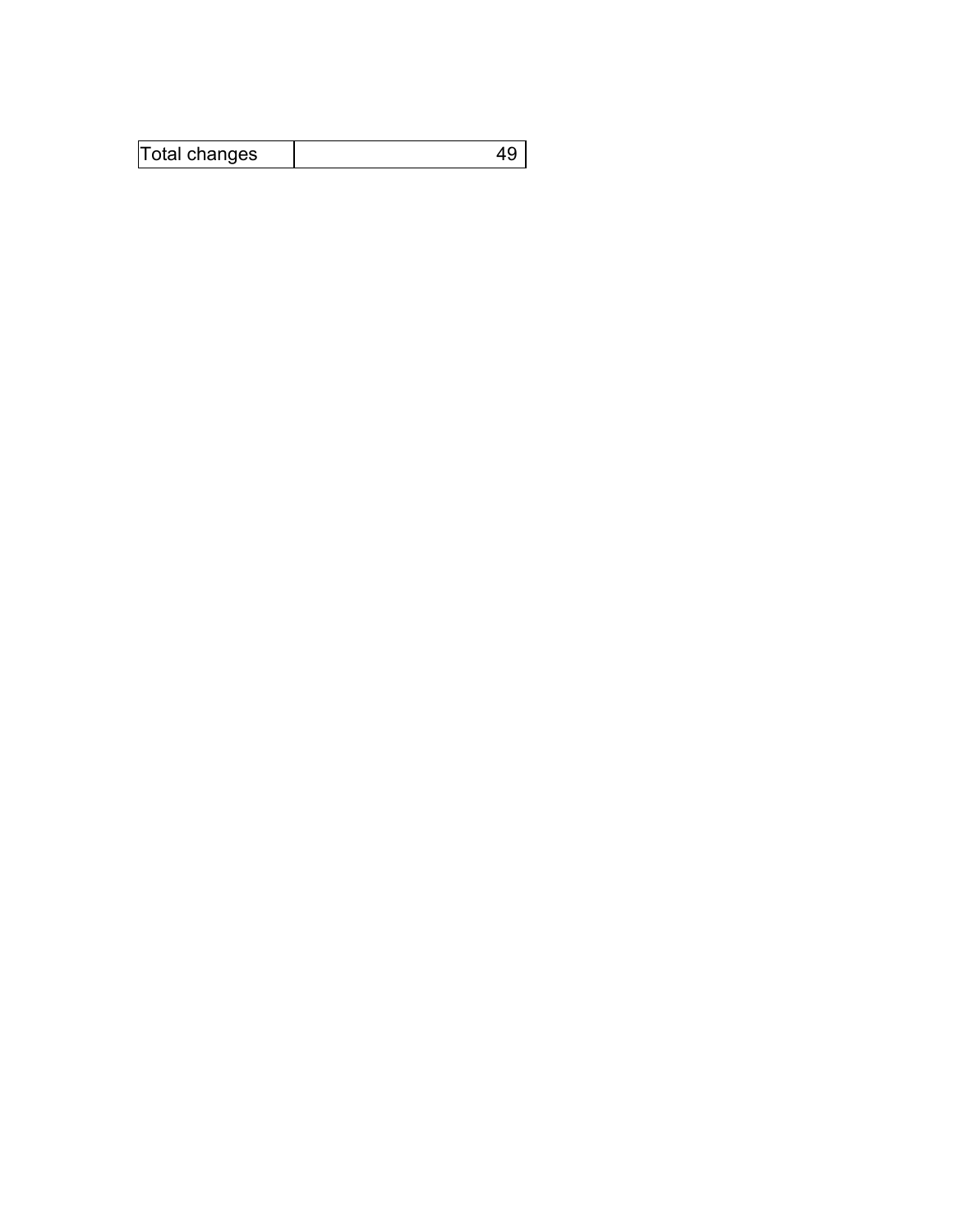| | |
|---|---|
| Total changes | 49 |